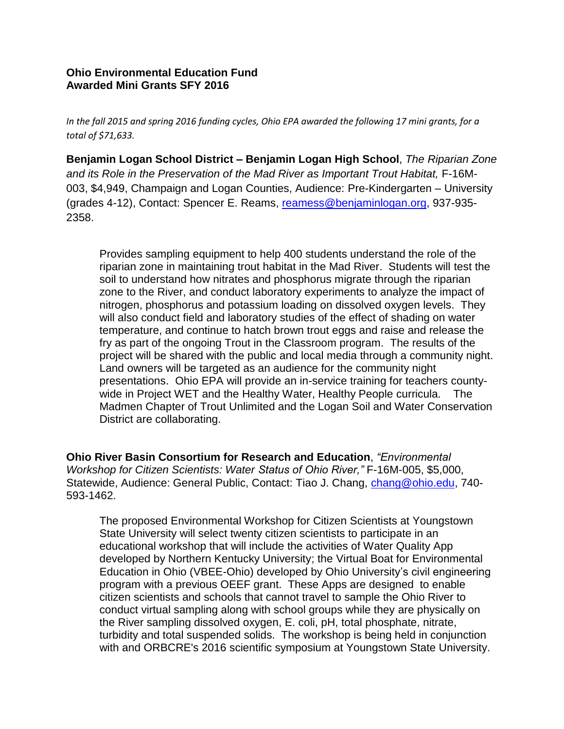**Ohio Environmental Education Fund**
**Awarded Mini Grants SFY 2016**

*In the fall 2015 and spring 2016 funding cycles, Ohio EPA awarded the following 17 mini grants, for a total of $71,633.*

**Benjamin Logan School District – Benjamin Logan High School**, *The Riparian Zone and its Role in the Preservation of the Mad River as Important Trout Habitat,* F-16M-003, $4,949, Champaign and Logan Counties, Audience: Pre-Kindergarten – University (grades 4-12), Contact: Spencer E. Reams, reamess@benjaminlogan.org, 937-935-2358.

> Provides sampling equipment to help 400 students understand the role of the riparian zone in maintaining trout habitat in the Mad River. Students will test the soil to understand how nitrates and phosphorus migrate through the riparian zone to the River, and conduct laboratory experiments to analyze the impact of nitrogen, phosphorus and potassium loading on dissolved oxygen levels. They will also conduct field and laboratory studies of the effect of shading on water temperature, and continue to hatch brown trout eggs and raise and release the fry as part of the ongoing Trout in the Classroom program. The results of the project will be shared with the public and local media through a community night. Land owners will be targeted as an audience for the community night presentations. Ohio EPA will provide an in-service training for teachers county-wide in Project WET and the Healthy Water, Healthy People curricula. The Madmen Chapter of Trout Unlimited and the Logan Soil and Water Conservation District are collaborating.

**Ohio River Basin Consortium for Research and Education**, *"Environmental Workshop for Citizen Scientists: Water Status of Ohio River,"* F-16M-005, $5,000, Statewide, Audience: General Public, Contact: Tiao J. Chang, chang@ohio.edu, 740-593-1462.

> The proposed Environmental Workshop for Citizen Scientists at Youngstown State University will select twenty citizen scientists to participate in an educational workshop that will include the activities of Water Quality App developed by Northern Kentucky University; the Virtual Boat for Environmental Education in Ohio (VBEE-Ohio) developed by Ohio University's civil engineering program with a previous OEEF grant. These Apps are designed to enable citizen scientists and schools that cannot travel to sample the Ohio River to conduct virtual sampling along with school groups while they are physically on the River sampling dissolved oxygen, E. coli, pH, total phosphate, nitrate, turbidity and total suspended solids. The workshop is being held in conjunction with and ORBCRE's 2016 scientific symposium at Youngstown State University.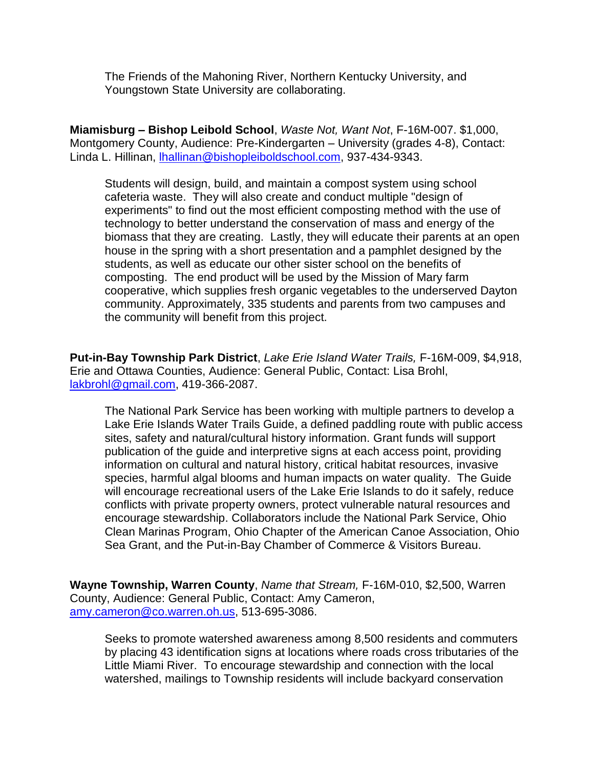The Friends of the Mahoning River, Northern Kentucky University, and Youngstown State University are collaborating.

**Miamisburg – Bishop Leibold School**, *Waste Not, Want Not*, F-16M-007. $1,000, Montgomery County, Audience: Pre-Kindergarten – University (grades 4-8), Contact: Linda L. Hillinan, lhallinan@bishopleiboldschool.com, 937-434-9343.

Students will design, build, and maintain a compost system using school cafeteria waste. They will also create and conduct multiple "design of experiments" to find out the most efficient composting method with the use of technology to better understand the conservation of mass and energy of the biomass that they are creating. Lastly, they will educate their parents at an open house in the spring with a short presentation and a pamphlet designed by the students, as well as educate our other sister school on the benefits of composting. The end product will be used by the Mission of Mary farm cooperative, which supplies fresh organic vegetables to the underserved Dayton community. Approximately, 335 students and parents from two campuses and the community will benefit from this project.

**Put-in-Bay Township Park District**, *Lake Erie Island Water Trails,* F-16M-009, $4,918, Erie and Ottawa Counties, Audience: General Public, Contact: Lisa Brohl, lakbrohl@gmail.com, 419-366-2087.

The National Park Service has been working with multiple partners to develop a Lake Erie Islands Water Trails Guide, a defined paddling route with public access sites, safety and natural/cultural history information. Grant funds will support publication of the guide and interpretive signs at each access point, providing information on cultural and natural history, critical habitat resources, invasive species, harmful algal blooms and human impacts on water quality. The Guide will encourage recreational users of the Lake Erie Islands to do it safely, reduce conflicts with private property owners, protect vulnerable natural resources and encourage stewardship. Collaborators include the National Park Service, Ohio Clean Marinas Program, Ohio Chapter of the American Canoe Association, Ohio Sea Grant, and the Put-in-Bay Chamber of Commerce & Visitors Bureau.

**Wayne Township, Warren County**, *Name that Stream,* F-16M-010, $2,500, Warren County, Audience: General Public, Contact: Amy Cameron, amy.cameron@co.warren.oh.us, 513-695-3086.

Seeks to promote watershed awareness among 8,500 residents and commuters by placing 43 identification signs at locations where roads cross tributaries of the Little Miami River. To encourage stewardship and connection with the local watershed, mailings to Township residents will include backyard conservation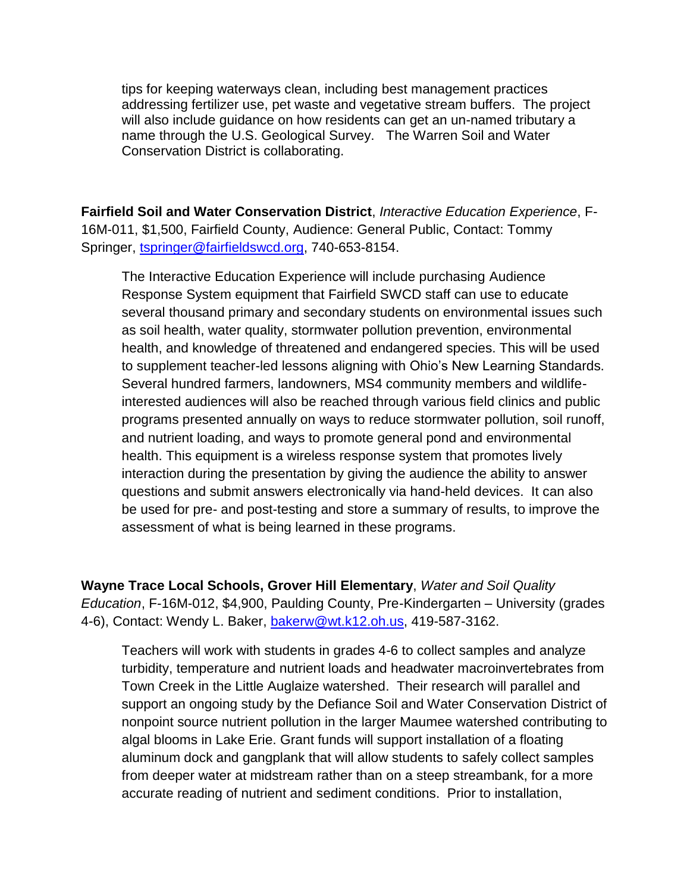tips for keeping waterways clean, including best management practices addressing fertilizer use, pet waste and vegetative stream buffers. The project will also include guidance on how residents can get an un-named tributary a name through the U.S. Geological Survey. The Warren Soil and Water Conservation District is collaborating.

**Fairfield Soil and Water Conservation District**, *Interactive Education Experience*, F-16M-011, $1,500, Fairfield County, Audience: General Public, Contact: Tommy Springer, [tspringer@fairfieldswcd.org](mailto:tspringer@fairfieldswcd.org), 740-653-8154.

The Interactive Education Experience will include purchasing Audience Response System equipment that Fairfield SWCD staff can use to educate several thousand primary and secondary students on environmental issues such as soil health, water quality, stormwater pollution prevention, environmental health, and knowledge of threatened and endangered species. This will be used to supplement teacher-led lessons aligning with Ohio's New Learning Standards. Several hundred farmers, landowners, MS4 community members and wildlife-interested audiences will also be reached through various field clinics and public programs presented annually on ways to reduce stormwater pollution, soil runoff, and nutrient loading, and ways to promote general pond and environmental health. This equipment is a wireless response system that promotes lively interaction during the presentation by giving the audience the ability to answer questions and submit answers electronically via hand-held devices. It can also be used for pre- and post-testing and store a summary of results, to improve the assessment of what is being learned in these programs.

**Wayne Trace Local Schools, Grover Hill Elementary**, *Water and Soil Quality Education*, F-16M-012, $4,900, Paulding County, Pre-Kindergarten – University (grades 4-6), Contact: Wendy L. Baker, [bakerw@wt.k12.oh.us](mailto:bakerw@wt.k12.oh.us), 419-587-3162.

Teachers will work with students in grades 4-6 to collect samples and analyze turbidity, temperature and nutrient loads and headwater macroinvertebrates from Town Creek in the Little Auglaize watershed. Their research will parallel and support an ongoing study by the Defiance Soil and Water Conservation District of nonpoint source nutrient pollution in the larger Maumee watershed contributing to algal blooms in Lake Erie. Grant funds will support installation of a floating aluminum dock and gangplank that will allow students to safely collect samples from deeper water at midstream rather than on a steep streambank, for a more accurate reading of nutrient and sediment conditions. Prior to installation,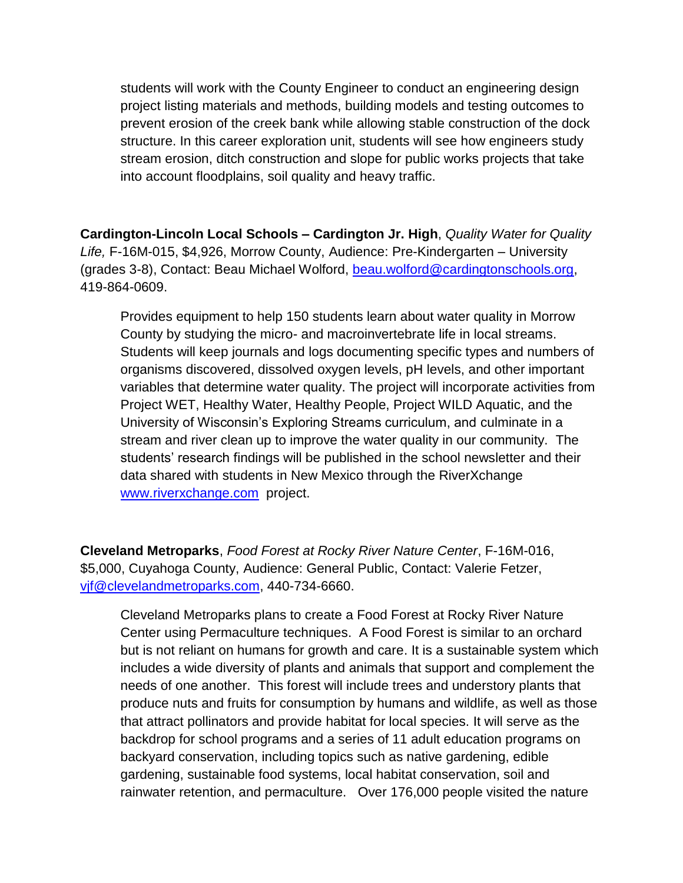students will work with the County Engineer to conduct an engineering design project listing materials and methods, building models and testing outcomes to prevent erosion of the creek bank while allowing stable construction of the dock structure. In this career exploration unit, students will see how engineers study stream erosion, ditch construction and slope for public works projects that take into account floodplains, soil quality and heavy traffic.

**Cardington-Lincoln Local Schools – Cardington Jr. High**, *Quality Water for Quality Life,* F-16M-015, $4,926, Morrow County, Audience: Pre-Kindergarten – University (grades 3-8), Contact: Beau Michael Wolford, beau.wolford@cardingtonschools.org, 419-864-0609.

Provides equipment to help 150 students learn about water quality in Morrow County by studying the micro- and macroinvertebrate life in local streams. Students will keep journals and logs documenting specific types and numbers of organisms discovered, dissolved oxygen levels, pH levels, and other important variables that determine water quality. The project will incorporate activities from Project WET, Healthy Water, Healthy People, Project WILD Aquatic, and the University of Wisconsin's Exploring Streams curriculum, and culminate in a stream and river clean up to improve the water quality in our community. The students' research findings will be published in the school newsletter and their data shared with students in New Mexico through the RiverXchange www.riverxchange.com project.

**Cleveland Metroparks**, *Food Forest at Rocky River Nature Center*, F-16M-016, $5,000, Cuyahoga County, Audience: General Public, Contact: Valerie Fetzer, vjf@clevelandmetroparks.com, 440-734-6660.

Cleveland Metroparks plans to create a Food Forest at Rocky River Nature Center using Permaculture techniques. A Food Forest is similar to an orchard but is not reliant on humans for growth and care. It is a sustainable system which includes a wide diversity of plants and animals that support and complement the needs of one another. This forest will include trees and understory plants that produce nuts and fruits for consumption by humans and wildlife, as well as those that attract pollinators and provide habitat for local species. It will serve as the backdrop for school programs and a series of 11 adult education programs on backyard conservation, including topics such as native gardening, edible gardening, sustainable food systems, local habitat conservation, soil and rainwater retention, and permaculture. Over 176,000 people visited the nature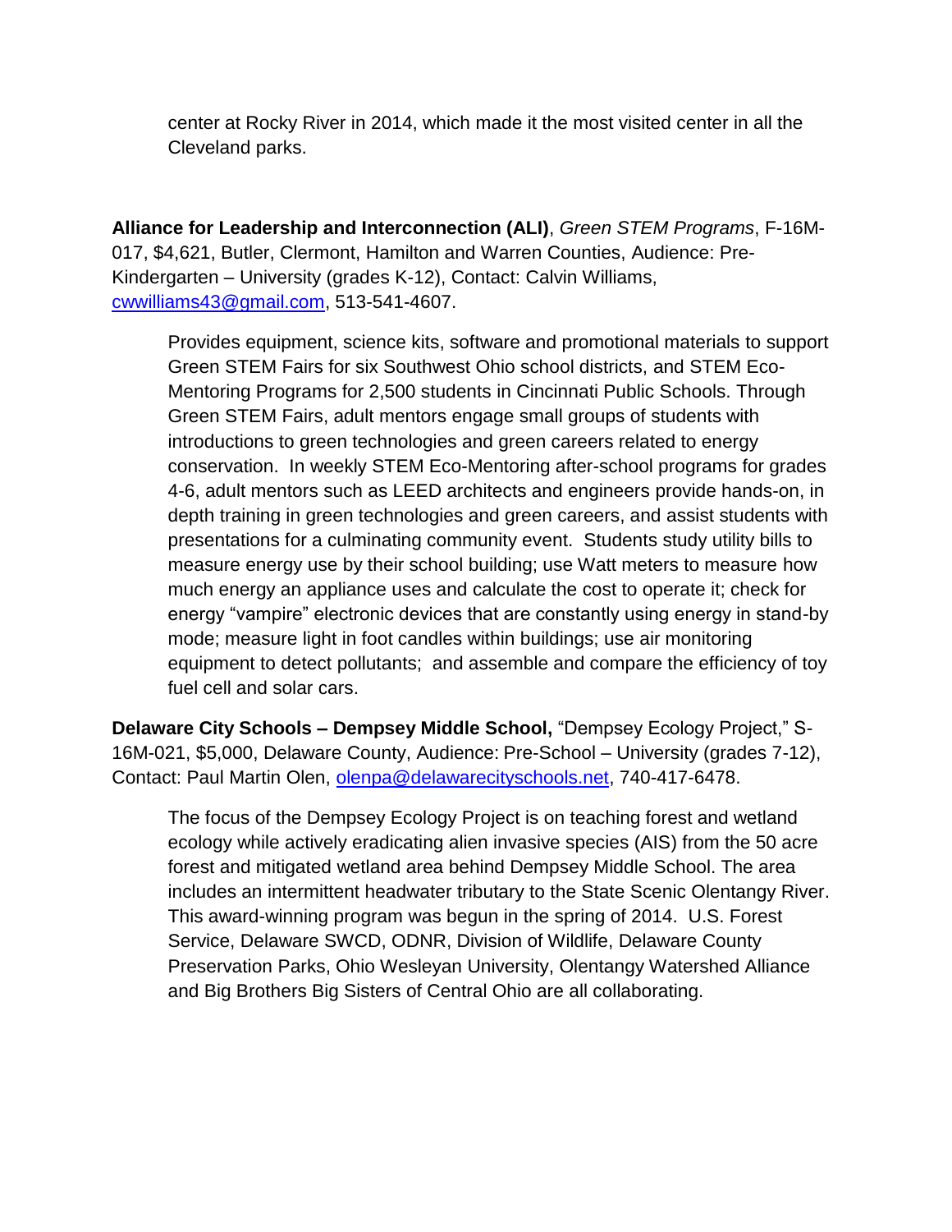center at Rocky River in 2014, which made it the most visited center in all the Cleveland parks.

**Alliance for Leadership and Interconnection (ALI)**, *Green STEM Programs*, F-16M-017, $4,621, Butler, Clermont, Hamilton and Warren Counties, Audience: Pre-Kindergarten – University (grades K-12), Contact: Calvin Williams, cwwilliams43@gmail.com, 513-541-4607.

Provides equipment, science kits, software and promotional materials to support Green STEM Fairs for six Southwest Ohio school districts, and STEM Eco-Mentoring Programs for 2,500 students in Cincinnati Public Schools. Through Green STEM Fairs, adult mentors engage small groups of students with introductions to green technologies and green careers related to energy conservation. In weekly STEM Eco-Mentoring after-school programs for grades 4-6, adult mentors such as LEED architects and engineers provide hands-on, in depth training in green technologies and green careers, and assist students with presentations for a culminating community event. Students study utility bills to measure energy use by their school building; use Watt meters to measure how much energy an appliance uses and calculate the cost to operate it; check for energy "vampire" electronic devices that are constantly using energy in stand-by mode; measure light in foot candles within buildings; use air monitoring equipment to detect pollutants; and assemble and compare the efficiency of toy fuel cell and solar cars.

**Delaware City Schools – Dempsey Middle School,** "Dempsey Ecology Project," S-16M-021, $5,000, Delaware County, Audience: Pre-School – University (grades 7-12), Contact: Paul Martin Olen, olenpa@delawarecityschools.net, 740-417-6478.

The focus of the Dempsey Ecology Project is on teaching forest and wetland ecology while actively eradicating alien invasive species (AIS) from the 50 acre forest and mitigated wetland area behind Dempsey Middle School. The area includes an intermittent headwater tributary to the State Scenic Olentangy River. This award-winning program was begun in the spring of 2014. U.S. Forest Service, Delaware SWCD, ODNR, Division of Wildlife, Delaware County Preservation Parks, Ohio Wesleyan University, Olentangy Watershed Alliance and Big Brothers Big Sisters of Central Ohio are all collaborating.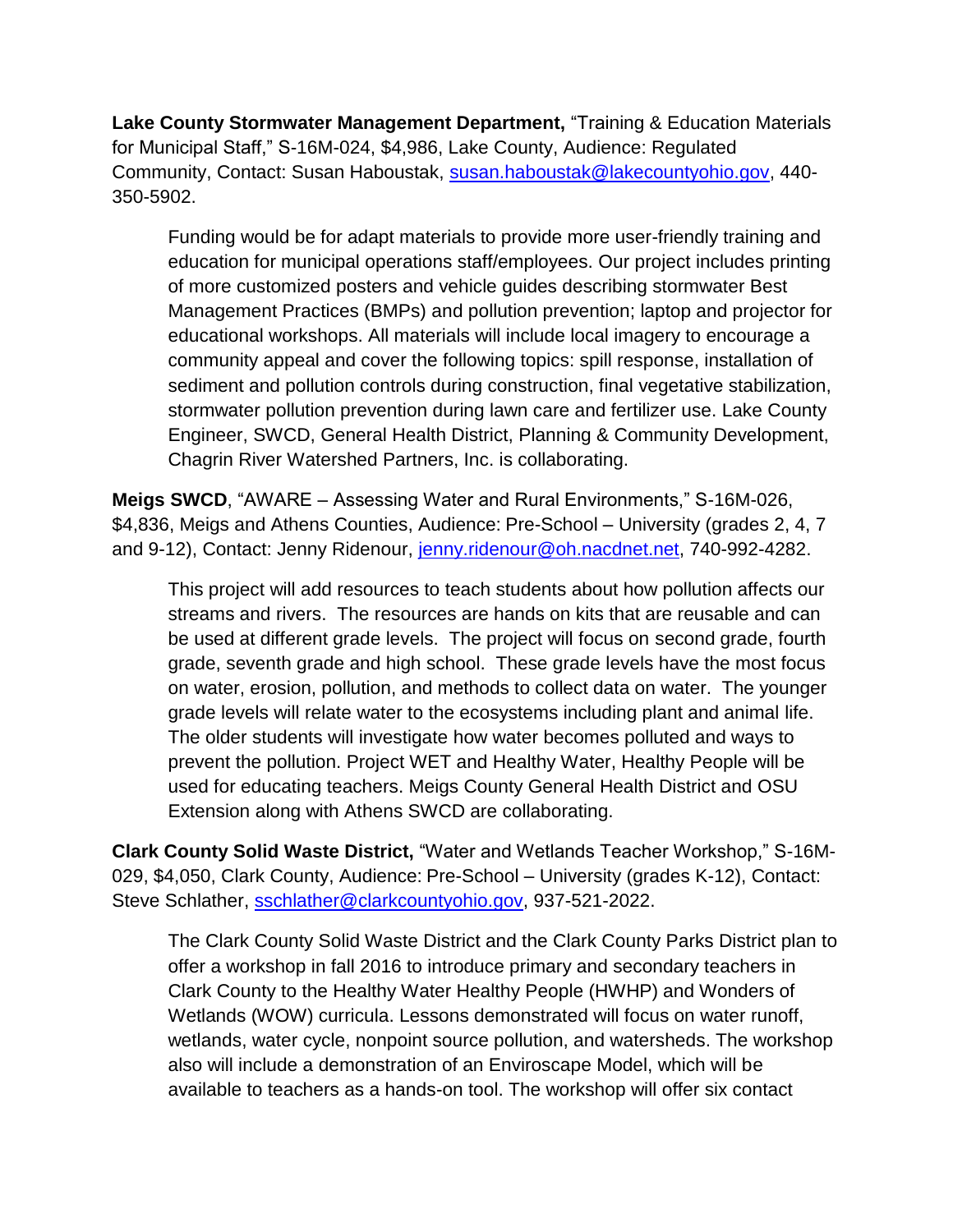**Lake County Stormwater Management Department,** "Training & Education Materials for Municipal Staff," S-16M-024, $4,986, Lake County, Audience: Regulated Community, Contact: Susan Haboustak, susan.haboustak@lakecountyohio.gov, 440-350-5902.

> Funding would be for adapt materials to provide more user-friendly training and education for municipal operations staff/employees. Our project includes printing of more customized posters and vehicle guides describing stormwater Best Management Practices (BMPs) and pollution prevention; laptop and projector for educational workshops. All materials will include local imagery to encourage a community appeal and cover the following topics: spill response, installation of sediment and pollution controls during construction, final vegetative stabilization, stormwater pollution prevention during lawn care and fertilizer use. Lake County Engineer, SWCD, General Health District, Planning & Community Development, Chagrin River Watershed Partners, Inc. is collaborating.

**Meigs SWCD**, "AWARE – Assessing Water and Rural Environments," S-16M-026, $4,836, Meigs and Athens Counties, Audience: Pre-School – University (grades 2, 4, 7 and 9-12), Contact: Jenny Ridenour, jenny.ridenour@oh.nacdnet.net, 740-992-4282.

> This project will add resources to teach students about how pollution affects our streams and rivers. The resources are hands on kits that are reusable and can be used at different grade levels. The project will focus on second grade, fourth grade, seventh grade and high school. These grade levels have the most focus on water, erosion, pollution, and methods to collect data on water. The younger grade levels will relate water to the ecosystems including plant and animal life. The older students will investigate how water becomes polluted and ways to prevent the pollution. Project WET and Healthy Water, Healthy People will be used for educating teachers. Meigs County General Health District and OSU Extension along with Athens SWCD are collaborating.

**Clark County Solid Waste District,** "Water and Wetlands Teacher Workshop," S-16M-029, $4,050, Clark County, Audience: Pre-School – University (grades K-12), Contact: Steve Schlather, sschlather@clarkcountyohio.gov, 937-521-2022.

> The Clark County Solid Waste District and the Clark County Parks District plan to offer a workshop in fall 2016 to introduce primary and secondary teachers in Clark County to the Healthy Water Healthy People (HWHP) and Wonders of Wetlands (WOW) curricula. Lessons demonstrated will focus on water runoff, wetlands, water cycle, nonpoint source pollution, and watersheds. The workshop also will include a demonstration of an Enviroscape Model, which will be available to teachers as a hands-on tool. The workshop will offer six contact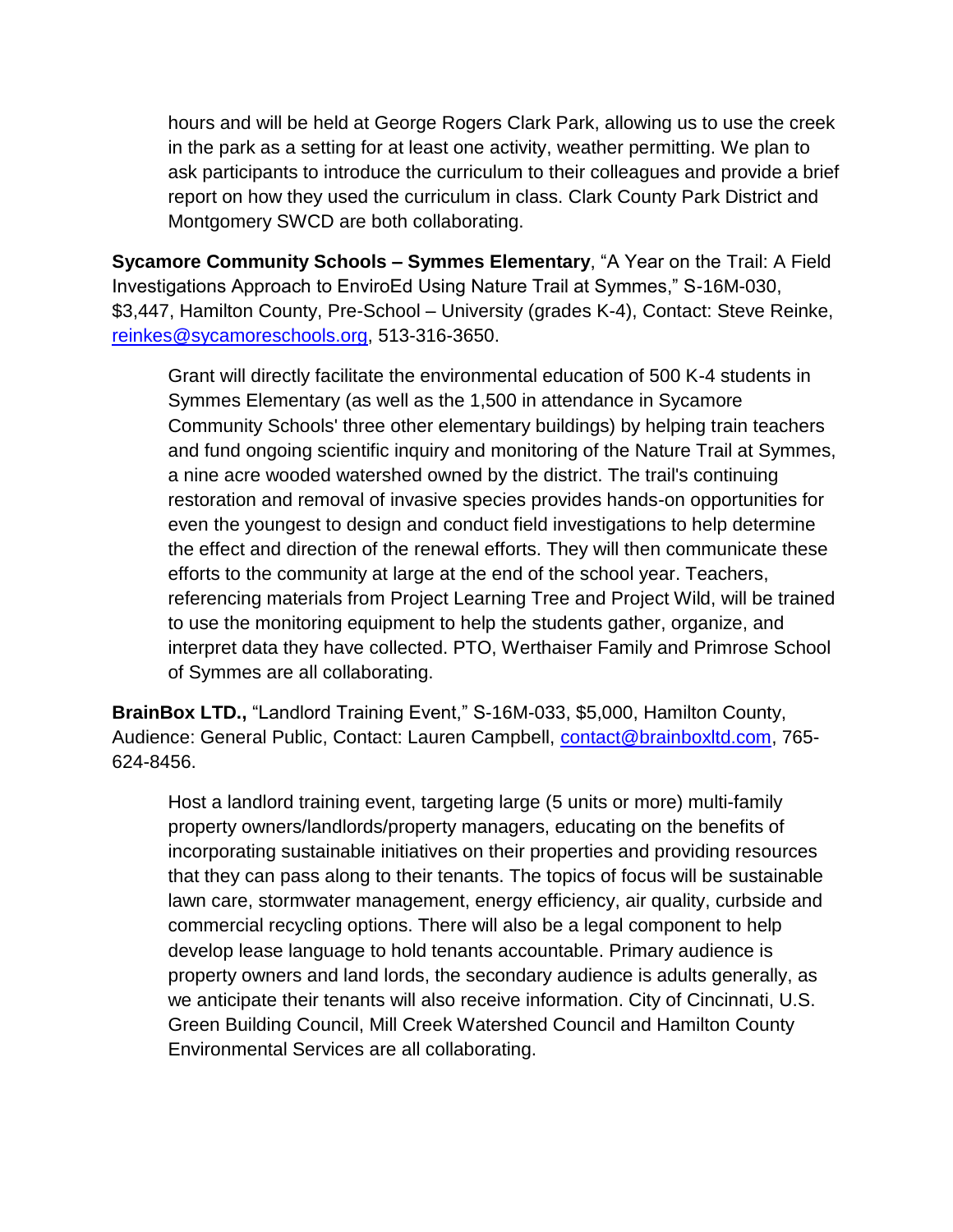hours and will be held at George Rogers Clark Park, allowing us to use the creek in the park as a setting for at least one activity, weather permitting. We plan to ask participants to introduce the curriculum to their colleagues and provide a brief report on how they used the curriculum in class. Clark County Park District and Montgomery SWCD are both collaborating.

**Sycamore Community Schools – Symmes Elementary**, "A Year on the Trail: A Field Investigations Approach to EnviroEd Using Nature Trail at Symmes," S-16M-030, $3,447, Hamilton County, Pre-School – University (grades K-4), Contact: Steve Reinke, reinkes@sycamoreschools.org, 513-316-3650.

Grant will directly facilitate the environmental education of 500 K-4 students in Symmes Elementary (as well as the 1,500 in attendance in Sycamore Community Schools' three other elementary buildings) by helping train teachers and fund ongoing scientific inquiry and monitoring of the Nature Trail at Symmes, a nine acre wooded watershed owned by the district. The trail's continuing restoration and removal of invasive species provides hands-on opportunities for even the youngest to design and conduct field investigations to help determine the effect and direction of the renewal efforts. They will then communicate these efforts to the community at large at the end of the school year. Teachers, referencing materials from Project Learning Tree and Project Wild, will be trained to use the monitoring equipment to help the students gather, organize, and interpret data they have collected. PTO, Werthaiser Family and Primrose School of Symmes are all collaborating.

**BrainBox LTD.,** "Landlord Training Event," S-16M-033, $5,000, Hamilton County, Audience: General Public, Contact: Lauren Campbell, contact@brainboxltd.com, 765-624-8456.

Host a landlord training event, targeting large (5 units or more) multi-family property owners/landlords/property managers, educating on the benefits of incorporating sustainable initiatives on their properties and providing resources that they can pass along to their tenants. The topics of focus will be sustainable lawn care, stormwater management, energy efficiency, air quality, curbside and commercial recycling options. There will also be a legal component to help develop lease language to hold tenants accountable. Primary audience is property owners and land lords, the secondary audience is adults generally, as we anticipate their tenants will also receive information. City of Cincinnati, U.S. Green Building Council, Mill Creek Watershed Council and Hamilton County Environmental Services are all collaborating.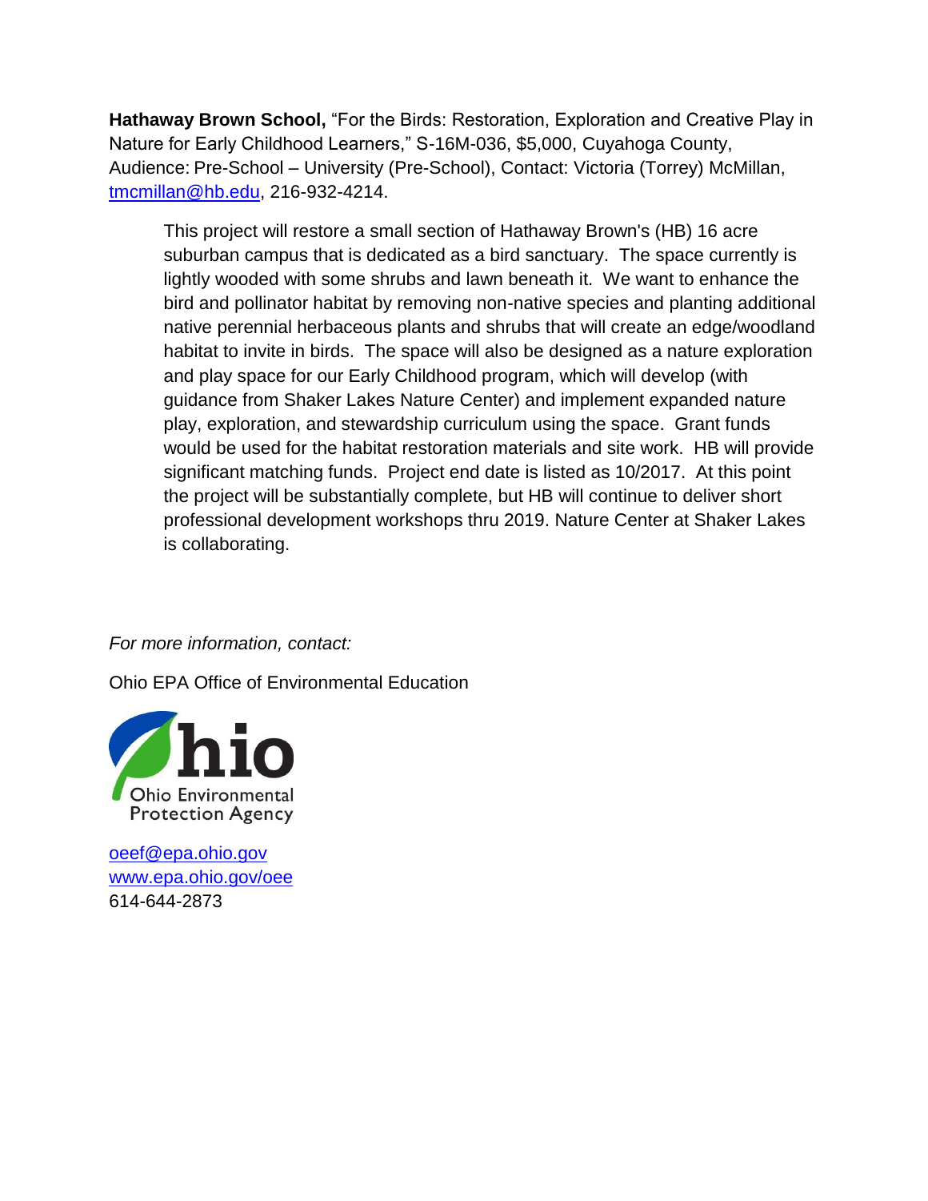**Hathaway Brown School,** "For the Birds: Restoration, Exploration and Creative Play in Nature for Early Childhood Learners," S-16M-036, $5,000, Cuyahoga County, Audience: Pre-School – University (Pre-School), Contact: Victoria (Torrey) McMillan, tmcmillan@hb.edu, 216-932-4214.

> This project will restore a small section of Hathaway Brown's (HB) 16 acre suburban campus that is dedicated as a bird sanctuary. The space currently is lightly wooded with some shrubs and lawn beneath it. We want to enhance the bird and pollinator habitat by removing non-native species and planting additional native perennial herbaceous plants and shrubs that will create an edge/woodland habitat to invite in birds. The space will also be designed as a nature exploration and play space for our Early Childhood program, which will develop (with guidance from Shaker Lakes Nature Center) and implement expanded nature play, exploration, and stewardship curriculum using the space. Grant funds would be used for the habitat restoration materials and site work. HB will provide significant matching funds. Project end date is listed as 10/2017. At this point the project will be substantially complete, but HB will continue to deliver short professional development workshops thru 2019. Nature Center at Shaker Lakes is collaborating.

*For more information, contact:*

Ohio EPA Office of Environmental Education

Ohio Environmental Protection Agency

oeef@epa.ohio.gov
www.epa.ohio.gov/oee
614-644-2873